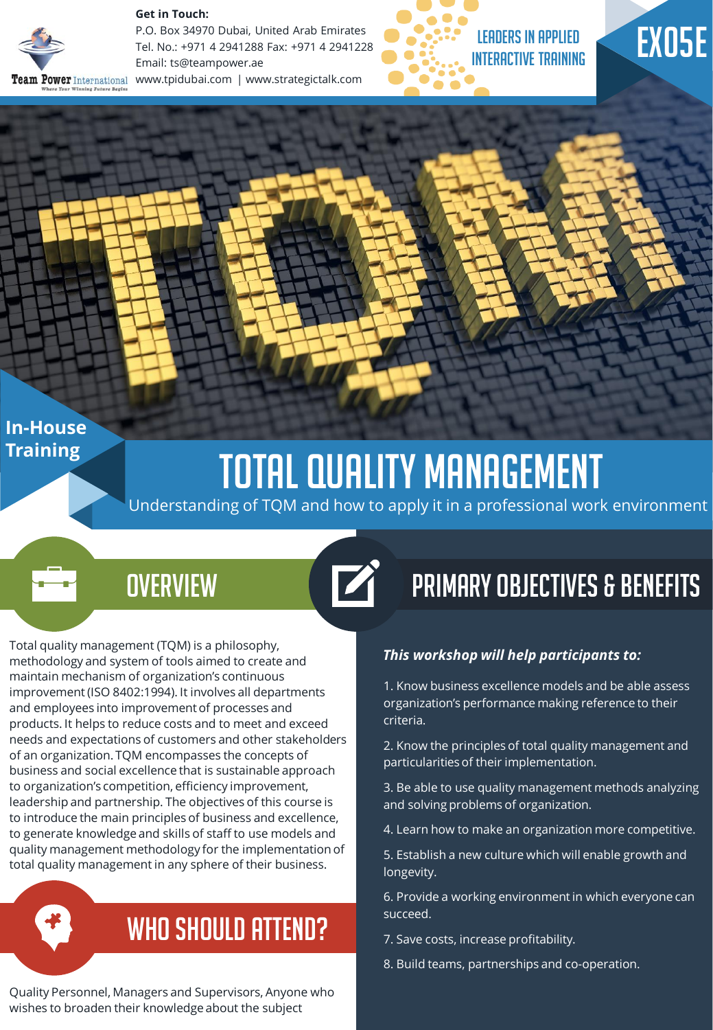**Get in Touch:**
P.O. Box 34970 Dubai, United Arab Emirates
Tel. No.: +971 4 2941288 Fax: +971 4 2941228
Email: ts@teampower.ae
www.tpidubai.com | www.strategictalk.com

Team Power International
Where Your Winning Future Begins

LEADERS IN APPLIED INTERACTIVE TRAINING

EX05E

In-House Training

# TOTAL QUALITY MANAGEMENT

Understanding of TQM and how to apply it in a professional work environment

## OVERVIEW

Total quality management (TQM) is a philosophy, methodology and system of tools aimed to create and maintain mechanism of organization's continuous improvement (ISO 8402:1994). It involves all departments and employees into improvement of processes and products. It helps to reduce costs and to meet and exceed needs and expectations of customers and other stakeholders of an organization. TQM encompasses the concepts of business and social excellence that is sustainable approach to organization's competition, efficiency improvement, leadership and partnership. The objectives of this course is to introduce the main principles of business and excellence, to generate knowledge and skills of staff to use models and quality management methodology for the implementation of total quality management in any sphere of their business.

## WHO SHOULD ATTEND?

Quality Personnel, Managers and Supervisors, Anyone who wishes to broaden their knowledge about the subject

## PRIMARY OBJECTIVES & BENEFITS

***This workshop will help participants to:***

1. Know business excellence models and be able assess organization's performance making reference to their criteria.
2. Know the principles of total quality management and particularities of their implementation.
3. Be able to use quality management methods analyzing and solving problems of organization.
4. Learn how to make an organization more competitive.
5. Establish a new culture which will enable growth and longevity.
6. Provide a working environment in which everyone can succeed.
7. Save costs, increase profitability.
8. Build teams, partnerships and co-operation.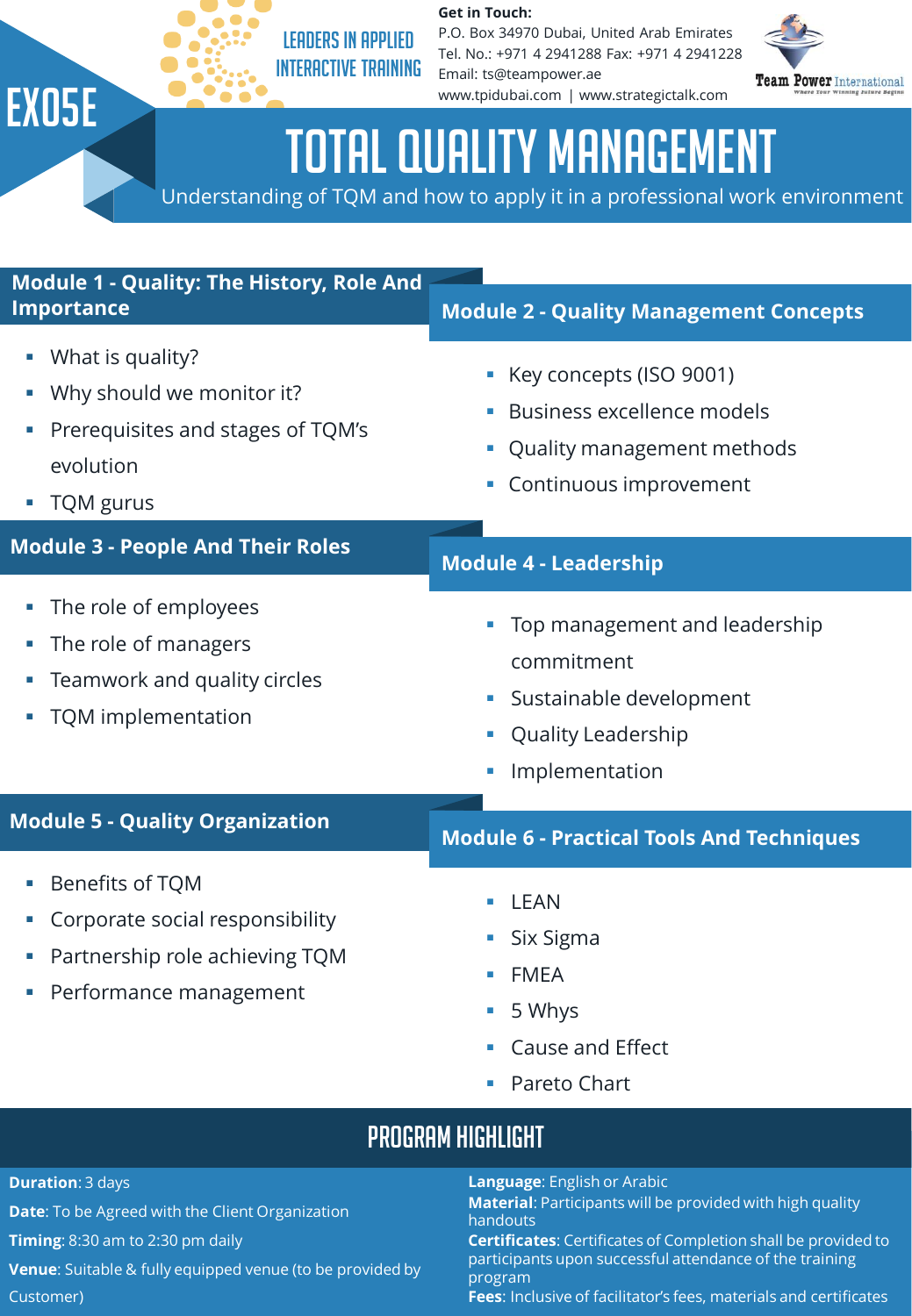EX05E

LEADERS IN APPLIED INTERACTIVE TRAINING

**Get in Touch:**
P.O. Box 34970 Dubai, United Arab Emirates
Tel. No.: +971 4 2941288 Fax: +971 4 2941228
Email: ts@teampower.ae
www.tpidubai.com | www.strategictalk.com

Team Power International
Where Your Winning Future Begins

# TOTAL QUALITY MANAGEMENT

Understanding of TQM and how to apply it in a professional work environment

## Module 1 - Quality: The History, Role And Importance

- What is quality?
- Why should we monitor it?
- Prerequisites and stages of TQM's evolution
- TQM gurus

## Module 2 - Quality Management Concepts

- Key concepts (ISO 9001)
- Business excellence models
- Quality management methods
- Continuous improvement

## Module 3 - People And Their Roles

- The role of employees
- The role of managers
- Teamwork and quality circles
- TQM implementation

## Module 4 - Leadership

- Top management and leadership commitment
- Sustainable development
- Quality Leadership
- Implementation

## Module 5 - Quality Organization

- Benefits of TQM
- Corporate social responsibility
- Partnership role achieving TQM
- Performance management

## Module 6 - Practical Tools And Techniques

- LEAN
- Six Sigma
- FMEA
- 5 Whys
- Cause and Effect
- Pareto Chart

## PROGRAM HIGHLIGHT

**Duration**: 3 days

**Date**: To be Agreed with the Client Organization

**Timing**: 8:30 am to 2:30 pm daily

**Venue**: Suitable & fully equipped venue (to be provided by Customer)

**Language**: English or Arabic

**Material**: Participants will be provided with high quality handouts

**Certificates**: Certificates of Completion shall be provided to participants upon successful attendance of the training program

**Fees**: Inclusive of facilitator's fees, materials and certificates